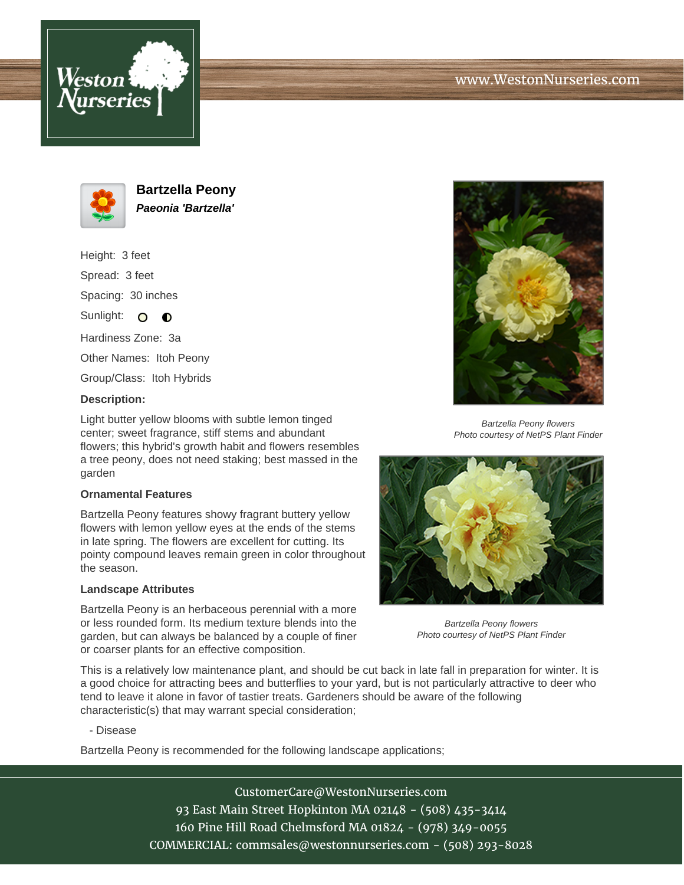# Bartzella Peony

***Paeonia 'Bartzella'***

Height: 3 feet

Spread: 3 feet

Spacing: 30 inches

Sunlight: ○ ◐

Hardiness Zone: 3a

Other Names: Itoh Peony

Group/Class: Itoh Hybrids

**Description:**

Light butter yellow blooms with subtle lemon tinged center; sweet fragrance, stiff stems and abundant flowers; this hybrid's growth habit and flowers resembles a tree peony, does not need staking; best massed in the garden

*Bartzella Peony flowers*
*Photo courtesy of NetPS Plant Finder*

### Ornamental Features

Bartzella Peony features showy fragrant buttery yellow flowers with lemon yellow eyes at the ends of the stems in late spring. The flowers are excellent for cutting. Its pointy compound leaves remain green in color throughout the season.

*Bartzella Peony flowers*
*Photo courtesy of NetPS Plant Finder*

### Landscape Attributes

Bartzella Peony is an herbaceous perennial with a more or less rounded form. Its medium texture blends into the garden, but can always be balanced by a couple of finer or coarser plants for an effective composition.

This is a relatively low maintenance plant, and should be cut back in late fall in preparation for winter. It is a good choice for attracting bees and butterflies to your yard, but is not particularly attractive to deer who tend to leave it alone in favor of tastier treats. Gardeners should be aware of the following characteristic(s) that may warrant special consideration;

- Disease

Bartzella Peony is recommended for the following landscape applications;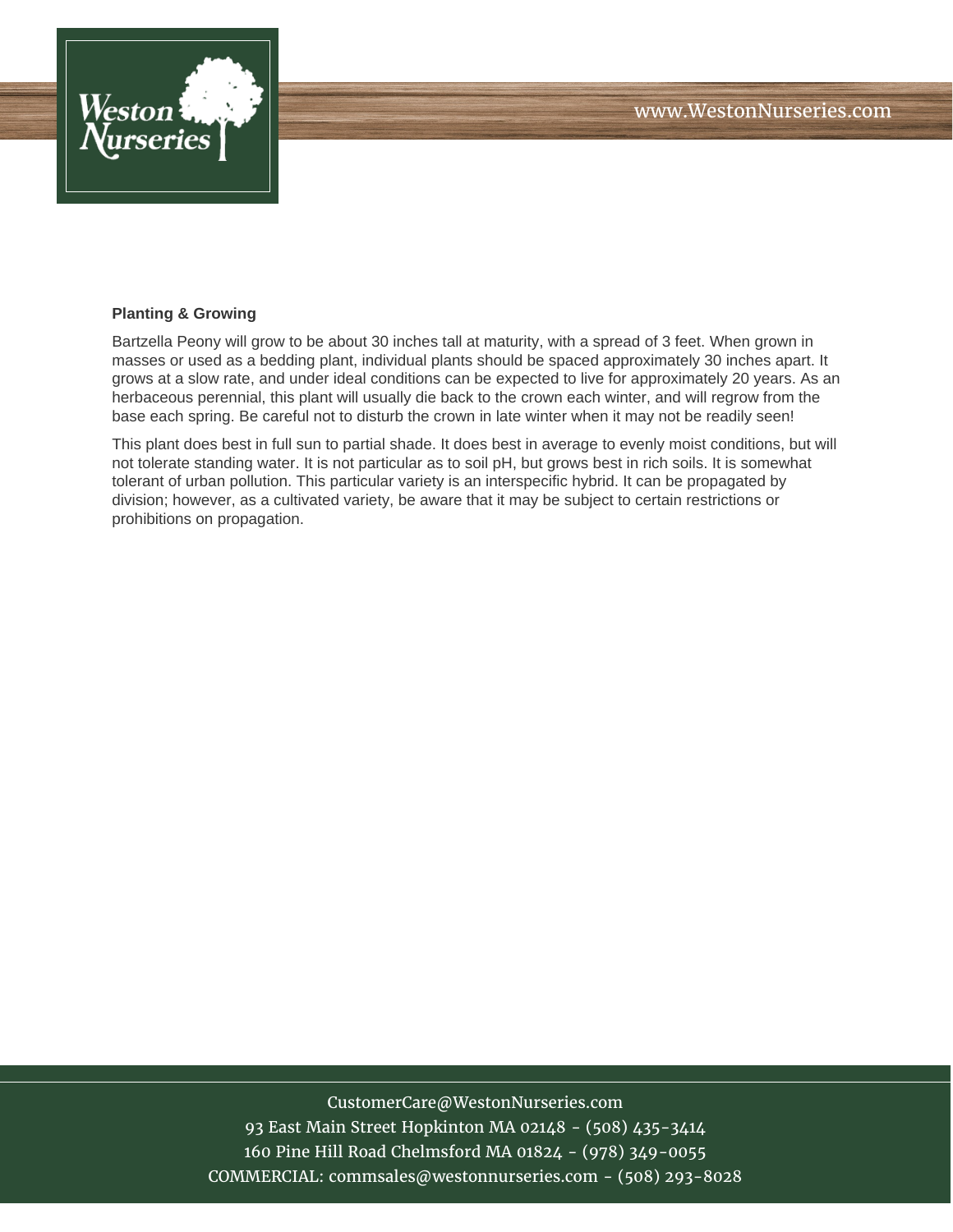**Planting & Growing**

Bartzella Peony will grow to be about 30 inches tall at maturity, with a spread of 3 feet. When grown in masses or used as a bedding plant, individual plants should be spaced approximately 30 inches apart. It grows at a slow rate, and under ideal conditions can be expected to live for approximately 20 years. As an herbaceous perennial, this plant will usually die back to the crown each winter, and will regrow from the base each spring. Be careful not to disturb the crown in late winter when it may not be readily seen!

This plant does best in full sun to partial shade. It does best in average to evenly moist conditions, but will not tolerate standing water. It is not particular as to soil pH, but grows best in rich soils. It is somewhat tolerant of urban pollution. This particular variety is an interspecific hybrid. It can be propagated by division; however, as a cultivated variety, be aware that it may be subject to certain restrictions or prohibitions on propagation.